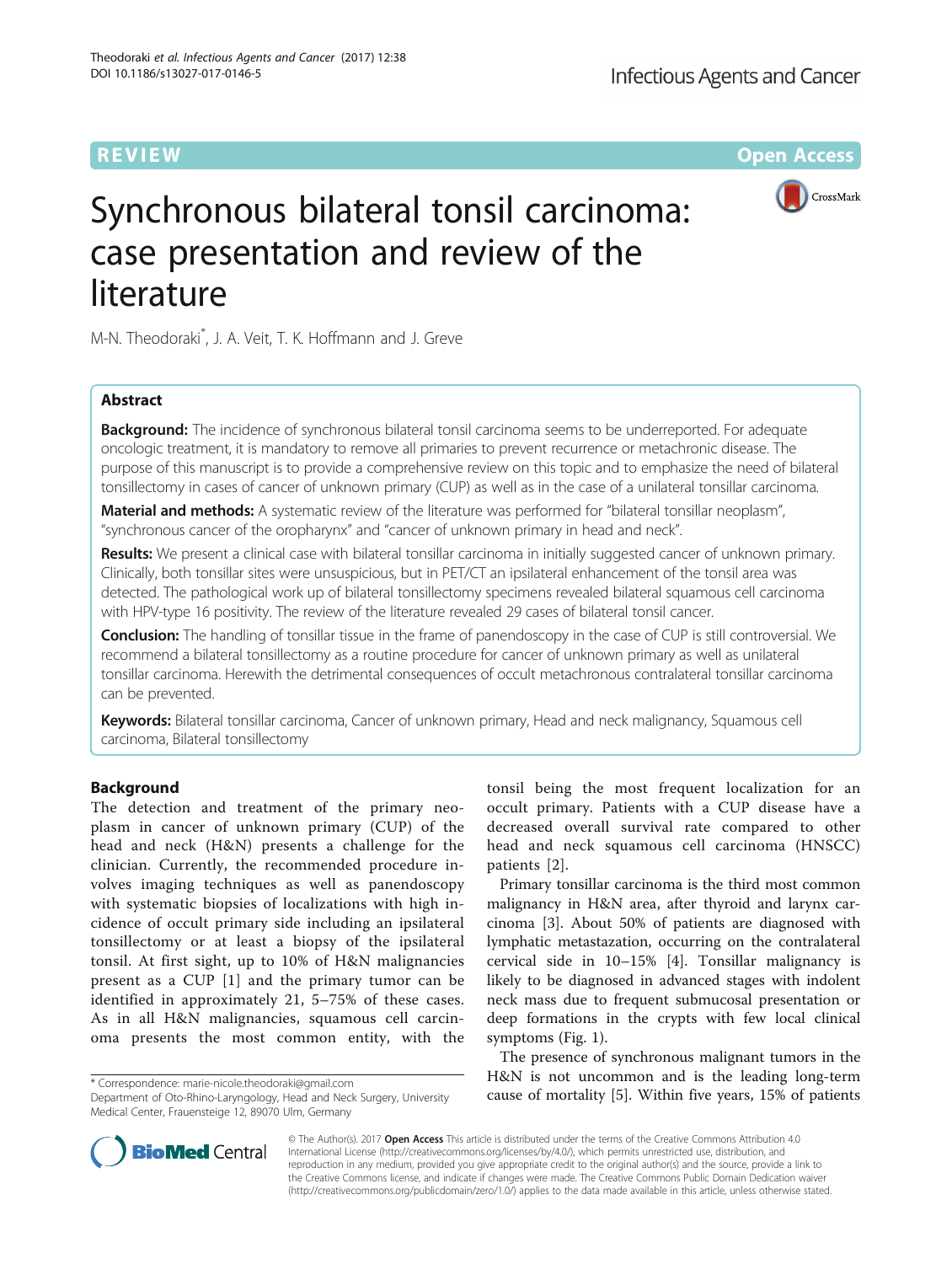REVIEW Open Access

# Synchronous bilateral tonsil carcinoma: case presentation and review of the literature

M-N. Theodoraki*, J. A. Veit, T. K. Hoffmann and J. Greve

## Abstract

**Background:** The incidence of synchronous bilateral tonsil carcinoma seems to be underreported. For adequate oncologic treatment, it is mandatory to remove all primaries to prevent recurrence or metachronic disease. The purpose of this manuscript is to provide a comprehensive review on this topic and to emphasize the need of bilateral tonsillectomy in cases of cancer of unknown primary (CUP) as well as in the case of a unilateral tonsillar carcinoma.

**Material and methods:** A systematic review of the literature was performed for "bilateral tonsillar neoplasm", "synchronous cancer of the oropharynx" and "cancer of unknown primary in head and neck".

**Results:** We present a clinical case with bilateral tonsillar carcinoma in initially suggested cancer of unknown primary. Clinically, both tonsillar sites were unsuspicious, but in PET/CT an ipsilateral enhancement of the tonsil area was detected. The pathological work up of bilateral tonsillectomy specimens revealed bilateral squamous cell carcinoma with HPV-type 16 positivity. The review of the literature revealed 29 cases of bilateral tonsil cancer.

**Conclusion:** The handling of tonsillar tissue in the frame of panendoscopy in the case of CUP is still controversial. We recommend a bilateral tonsillectomy as a routine procedure for cancer of unknown primary as well as unilateral tonsillar carcinoma. Herewith the detrimental consequences of occult metachronous contralateral tonsillar carcinoma can be prevented.

**Keywords:** Bilateral tonsillar carcinoma, Cancer of unknown primary, Head and neck malignancy, Squamous cell carcinoma, Bilateral tonsillectomy

## Background

The detection and treatment of the primary neoplasm in cancer of unknown primary (CUP) of the head and neck (H&N) presents a challenge for the clinician. Currently, the recommended procedure involves imaging techniques as well as panendoscopy with systematic biopsies of localizations with high incidence of occult primary side including an ipsilateral tonsillectomy or at least a biopsy of the ipsilateral tonsil. At first sight, up to 10% of H&N malignancies present as a CUP [1] and the primary tumor can be identified in approximately 21, 5–75% of these cases. As in all H&N malignancies, squamous cell carcinoma presents the most common entity, with the tonsil being the most frequent localization for an occult primary. Patients with a CUP disease have a decreased overall survival rate compared to other head and neck squamous cell carcinoma (HNSCC) patients [2].

Primary tonsillar carcinoma is the third most common malignancy in H&N area, after thyroid and larynx carcinoma [3]. About 50% of patients are diagnosed with lymphatic metastazation, occurring on the contralateral cervical side in 10–15% [4]. Tonsillar malignancy is likely to be diagnosed in advanced stages with indolent neck mass due to frequent submucosal presentation or deep formations in the crypts with few local clinical symptoms (Fig. 1).

The presence of synchronous malignant tumors in the H&N is not uncommon and is the leading long-term cause of mortality [5]. Within five years, 15% of patients

* Correspondence: marie-nicole.theodoraki@gmail.com
Department of Oto-Rhino-Laryngology, Head and Neck Surgery, University Medical Center, Frauensteige 12, 89070 Ulm, Germany

© The Author(s). 2017 **Open Access** This article is distributed under the terms of the Creative Commons Attribution 4.0 International License (http://creativecommons.org/licenses/by/4.0/), which permits unrestricted use, distribution, and reproduction in any medium, provided you give appropriate credit to the original author(s) and the source, provide a link to the Creative Commons license, and indicate if changes were made. The Creative Commons Public Domain Dedication waiver (http://creativecommons.org/publicdomain/zero/1.0/) applies to the data made available in this article, unless otherwise stated.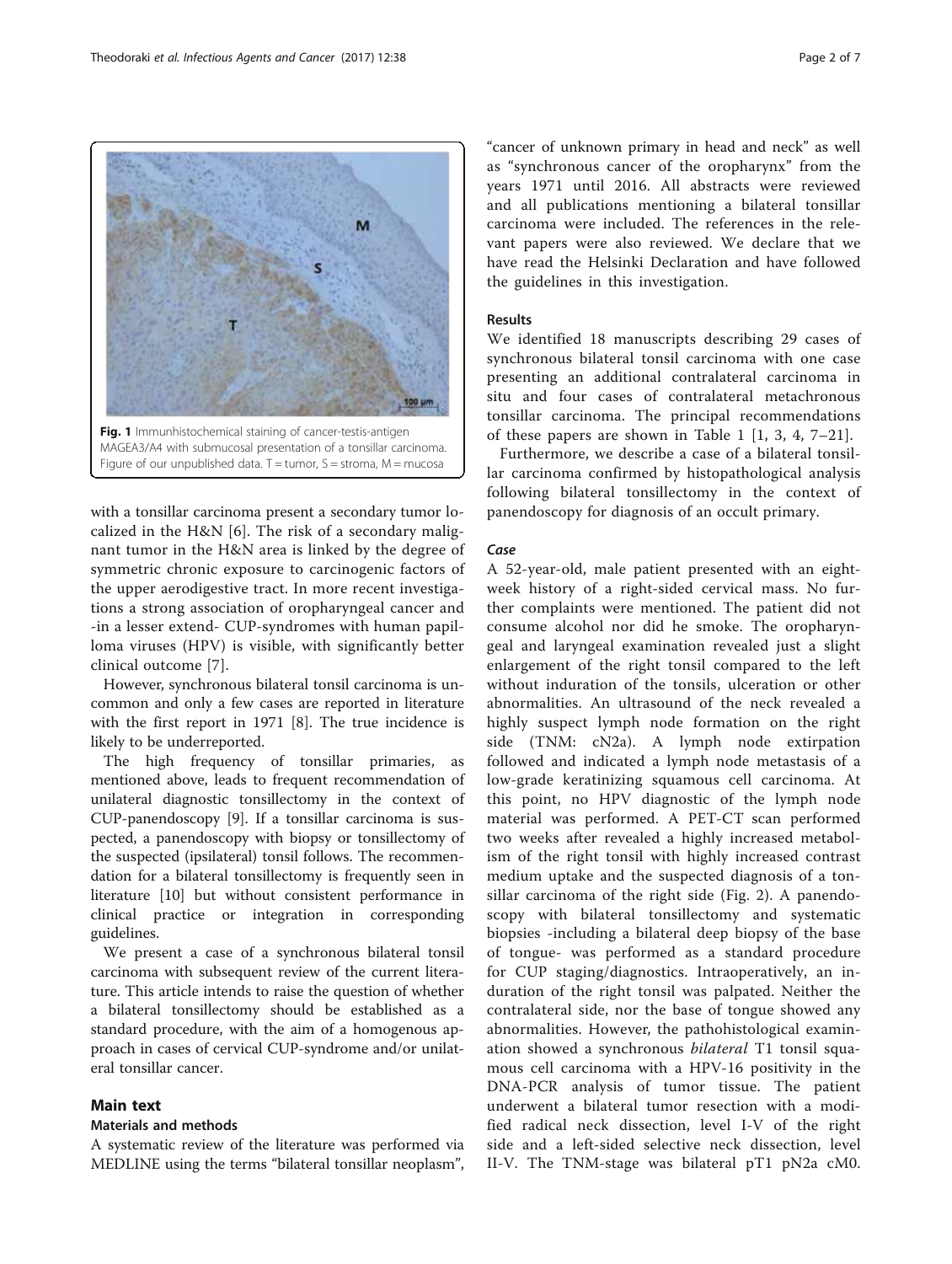Fig. 1 Immunhistochemical staining of cancer-testis-antigen MAGEA3/A4 with submucosal presentation of a tonsillar carcinoma. Figure of our unpublished data. T = tumor, S = stroma, M = mucosa

with a tonsillar carcinoma present a secondary tumor localized in the H&N [6]. The risk of a secondary malignant tumor in the H&N area is linked by the degree of symmetric chronic exposure to carcinogenic factors of the upper aerodigestive tract. In more recent investigations a strong association of oropharyngeal cancer and -in a lesser extend- CUP-syndromes with human papilloma viruses (HPV) is visible, with significantly better clinical outcome [7].

However, synchronous bilateral tonsil carcinoma is uncommon and only a few cases are reported in literature with the first report in 1971 [8]. The true incidence is likely to be underreported.

The high frequency of tonsillar primaries, as mentioned above, leads to frequent recommendation of unilateral diagnostic tonsillectomy in the context of CUP-panendoscopy [9]. If a tonsillar carcinoma is suspected, a panendoscopy with biopsy or tonsillectomy of the suspected (ipsilateral) tonsil follows. The recommendation for a bilateral tonsillectomy is frequently seen in literature [10] but without consistent performance in clinical practice or integration in corresponding guidelines.

We present a case of a synchronous bilateral tonsil carcinoma with subsequent review of the current literature. This article intends to raise the question of whether a bilateral tonsillectomy should be established as a standard procedure, with the aim of a homogenous approach in cases of cervical CUP-syndrome and/or unilateral tonsillar cancer.

## Main text

### Materials and methods

A systematic review of the literature was performed via MEDLINE using the terms "bilateral tonsillar neoplasm", "cancer of unknown primary in head and neck" as well as "synchronous cancer of the oropharynx" from the years 1971 until 2016. All abstracts were reviewed and all publications mentioning a bilateral tonsillar carcinoma were included. The references in the relevant papers were also reviewed. We declare that we have read the Helsinki Declaration and have followed the guidelines in this investigation.

### Results

We identified 18 manuscripts describing 29 cases of synchronous bilateral tonsil carcinoma with one case presenting an additional contralateral carcinoma in situ and four cases of contralateral metachronous tonsillar carcinoma. The principal recommendations of these papers are shown in Table 1 [1, 3, 4, 7–21].

Furthermore, we describe a case of a bilateral tonsillar carcinoma confirmed by histopathological analysis following bilateral tonsillectomy in the context of panendoscopy for diagnosis of an occult primary.

#### *Case*

A 52-year-old, male patient presented with an eight-week history of a right-sided cervical mass. No further complaints were mentioned. The patient did not consume alcohol nor did he smoke. The oropharyngeal and laryngeal examination revealed just a slight enlargement of the right tonsil compared to the left without induration of the tonsils, ulceration or other abnormalities. An ultrasound of the neck revealed a highly suspect lymph node formation on the right side (TNM: cN2a). A lymph node extirpation followed and indicated a lymph node metastasis of a low-grade keratinizing squamous cell carcinoma. At this point, no HPV diagnostic of the lymph node material was performed. A PET-CT scan performed two weeks after revealed a highly increased metabolism of the right tonsil with highly increased contrast medium uptake and the suspected diagnosis of a tonsillar carcinoma of the right side (Fig. 2). A panendoscopy with bilateral tonsillectomy and systematic biopsies -including a bilateral deep biopsy of the base of tongue- was performed as a standard procedure for CUP staging/diagnostics. Intraoperatively, an induration of the right tonsil was palpated. Neither the contralateral side, nor the base of tongue showed any abnormalities. However, the pathohistological examination showed a synchronous *bilateral* T1 tonsil squamous cell carcinoma with a HPV-16 positivity in the DNA-PCR analysis of tumor tissue. The patient underwent a bilateral tumor resection with a modified radical neck dissection, level I-V of the right side and a left-sided selective neck dissection, level II-V. The TNM-stage was bilateral pT1 pN2a cM0.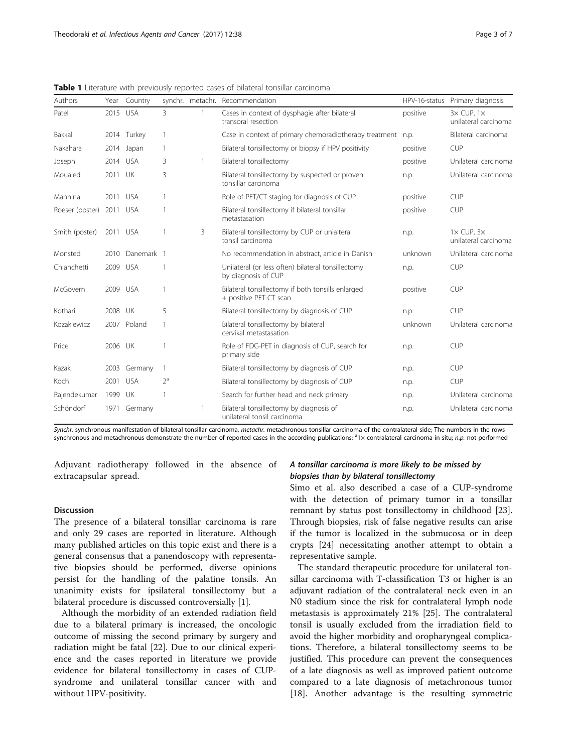**Table 1** Literature with previously reported cases of bilateral tonsillar carcinoma

| Authors | Year | Country | synchr. | metachr. | Recommendation | HPV-16-status | Primary diagnosis |
|---|---|---|---|---|---|---|---|
| Patel | 2015 | USA | 3 | 1 | Cases in context of dysphagie after bilateral transoral resection | positive | 3× CUP, 1× unilateral carcinoma |
| Bakkal | 2014 | Turkey | 1 | | Case in context of primary chemoradiotherapy treatment | n.p. | Bilateral carcinoma |
| Nakahara | 2014 | Japan | 1 | | Bilateral tonsillectomy or biopsy if HPV positivity | positive | CUP |
| Joseph | 2014 | USA | 3 | 1 | Bilateral tonsillectomy | positive | Unilateral carcinoma |
| Moualed | 2011 | UK | 3 | | Bilateral tonsillectomy by suspected or proven tonsillar carcinoma | n.p. | Unilateral carcinoma |
| Mannina | 2011 | USA | 1 | | Role of PET/CT staging for diagnosis of CUP | positive | CUP |
| Roeser (poster) | 2011 | USA | 1 | | Bilateral tonsillectomy if bilateral tonsillar metastasation | positive | CUP |
| Smith (poster) | 2011 | USA | 1 | 3 | Bilateral tonsillectomy by CUP or unialteral tonsil carcinoma | n.p. | 1× CUP, 3× unilateral carcinoma |
| Monsted | 2010 | Danemark | 1 | | No recommendation in abstract, article in Danish | unknown | Unilateral carcinoma |
| Chianchetti | 2009 | USA | 1 | | Unilateral (or less often) bilateral tonsillectomy by diagnosis of CUP | n.p. | CUP |
| McGovern | 2009 | USA | 1 | | Bilateral tonsillectomy if both tonsills enlarged + positive PET-CT scan | positive | CUP |
| Kothari | 2008 | UK | 5 | | Bilateral tonsillectomy by diagnosis of CUP | n.p. | CUP |
| Kozakiewicz | 2007 | Poland | 1 | | Bilateral tonsillectomy by bilateral cervikal metastasation | unknown | Unilateral carcinoma |
| Price | 2006 | UK | 1 | | Role of FDG-PET in diagnosis of CUP, search for primary side | n.p. | CUP |
| Kazak | 2003 | Germany | 1 | | Bilateral tonsillectomy by diagnosis of CUP | n.p. | CUP |
| Koch | 2001 | USA | 2[a] | | Bilateral tonsillectomy by diagnosis of CUP | n.p. | CUP |
| Rajendekumar | 1999 | UK | 1 | | Search for further head and neck primary | n.p. | Unilateral carcinoma |
| Schöndorf | 1971 | Germany | | 1 | Bilateral tonsillectomy by diagnosis of unilateral tonsil carcinoma | n.p. | Unilateral carcinoma |

*Synchr.* synchronous manifestation of bilateral tonsillar carcinoma, *metachr.* metachronous tonsillar carcinoma of the contralateral side; The numbers in the rows synchronous and metachronous demonstrate the number of reported cases in the according publications; [a]1× contralateral carcinoma in situ; *n.p.* not performed

Adjuvant radiotherapy followed in the absence of extracapsular spread.

## Discussion

The presence of a bilateral tonsillar carcinoma is rare and only 29 cases are reported in literature. Although many published articles on this topic exist and there is a general consensus that a panendoscopy with representative biopsies should be performed, diverse opinions persist for the handling of the palatine tonsils. An unanimity exists for ipsilateral tonsillectomy but a bilateral procedure is discussed controversially [1].

Although the morbidity of an extended radiation field due to a bilateral primary is increased, the oncologic outcome of missing the second primary by surgery and radiation might be fatal [22]. Due to our clinical experience and the cases reported in literature we provide evidence for bilateral tonsillectomy in cases of CUP-syndrome and unilateral tonsillar cancer with and without HPV-positivity.

### *A tonsillar carcinoma is more likely to be missed by biopsies than by bilateral tonsillectomy*

Simo et al. also described a case of a CUP-syndrome with the detection of primary tumor in a tonsillar remnant by status post tonsillectomy in childhood [23]. Through biopsies, risk of false negative results can arise if the tumor is localized in the submucosa or in deep crypts [24] necessitating another attempt to obtain a representative sample.

The standard therapeutic procedure for unilateral tonsillar carcinoma with T-classification T3 or higher is an adjuvant radiation of the contralateral neck even in an N0 stadium since the risk for contralateral lymph node metastasis is approximately 21% [25]. The contralateral tonsil is usually excluded from the irradiation field to avoid the higher morbidity and oropharyngeal complications. Therefore, a bilateral tonsillectomy seems to be justified. This procedure can prevent the consequences of a late diagnosis as well as improved patient outcome compared to a late diagnosis of metachronous tumor [18]. Another advantage is the resulting symmetric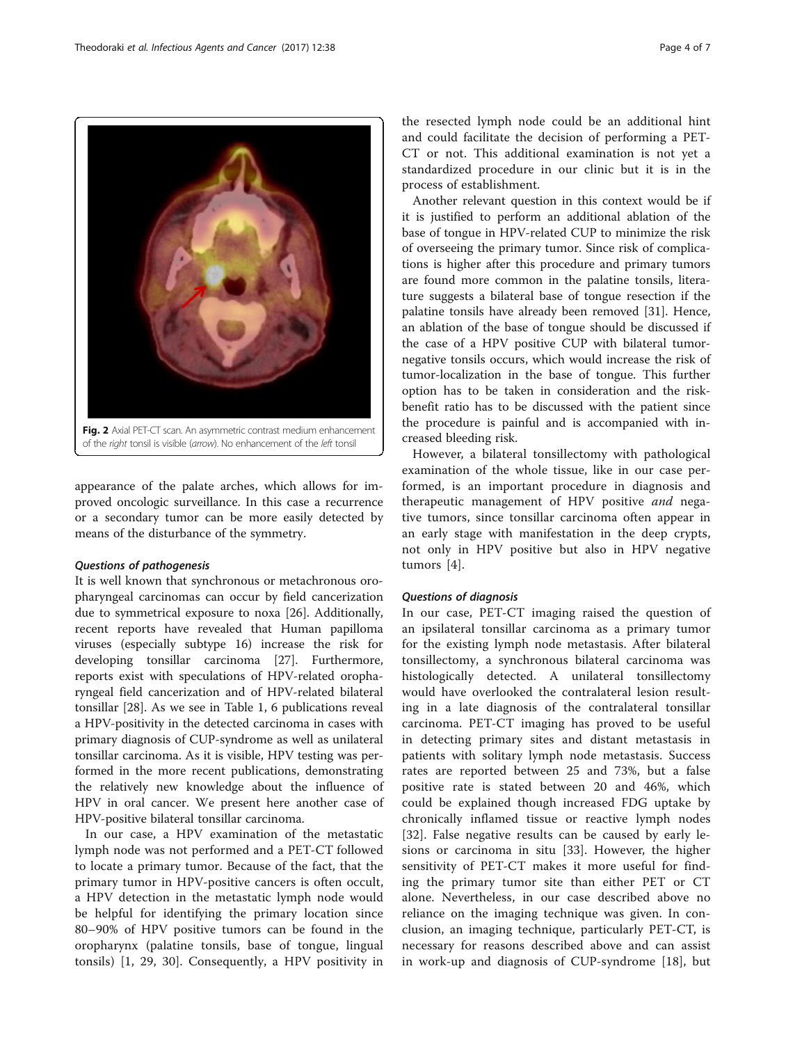Fig. 2 Axial PET-CT scan. An asymmetric contrast medium enhancement of the *right* tonsil is visible (*arrow*). No enhancement of the *left* tonsil

appearance of the palate arches, which allows for improved oncologic surveillance. In this case a recurrence or a secondary tumor can be more easily detected by means of the disturbance of the symmetry.

#### *Questions of pathogenesis*

It is well known that synchronous or metachronous oropharyngeal carcinomas can occur by field cancerization due to symmetrical exposure to noxa [26]. Additionally, recent reports have revealed that Human papilloma viruses (especially subtype 16) increase the risk for developing tonsillar carcinoma [27]. Furthermore, reports exist with speculations of HPV-related oropharyngeal field cancerization and of HPV-related bilateral tonsillar [28]. As we see in Table 1, 6 publications reveal a HPV-positivity in the detected carcinoma in cases with primary diagnosis of CUP-syndrome as well as unilateral tonsillar carcinoma. As it is visible, HPV testing was performed in the more recent publications, demonstrating the relatively new knowledge about the influence of HPV in oral cancer. We present here another case of HPV-positive bilateral tonsillar carcinoma.

In our case, a HPV examination of the metastatic lymph node was not performed and a PET-CT followed to locate a primary tumor. Because of the fact, that the primary tumor in HPV-positive cancers is often occult, a HPV detection in the metastatic lymph node would be helpful for identifying the primary location since 80–90% of HPV positive tumors can be found in the oropharynx (palatine tonsils, base of tongue, lingual tonsils) [1, 29, 30]. Consequently, a HPV positivity in the resected lymph node could be an additional hint and could facilitate the decision of performing a PET-CT or not. This additional examination is not yet a standardized procedure in our clinic but it is in the process of establishment.

Another relevant question in this context would be if it is justified to perform an additional ablation of the base of tongue in HPV-related CUP to minimize the risk of overseeing the primary tumor. Since risk of complications is higher after this procedure and primary tumors are found more common in the palatine tonsils, literature suggests a bilateral base of tongue resection if the palatine tonsils have already been removed [31]. Hence, an ablation of the base of tongue should be discussed if the case of a HPV positive CUP with bilateral tumor-negative tonsils occurs, which would increase the risk of tumor-localization in the base of tongue. This further option has to be taken in consideration and the risk-benefit ratio has to be discussed with the patient since the procedure is painful and is accompanied with increased bleeding risk.

However, a bilateral tonsillectomy with pathological examination of the whole tissue, like in our case performed, is an important procedure in diagnosis and therapeutic management of HPV positive *and* negative tumors, since tonsillar carcinoma often appear in an early stage with manifestation in the deep crypts, not only in HPV positive but also in HPV negative tumors [4].

#### *Questions of diagnosis*

In our case, PET-CT imaging raised the question of an ipsilateral tonsillar carcinoma as a primary tumor for the existing lymph node metastasis. After bilateral tonsillectomy, a synchronous bilateral carcinoma was histologically detected. A unilateral tonsillectomy would have overlooked the contralateral lesion resulting in a late diagnosis of the contralateral tonsillar carcinoma. PET-CT imaging has proved to be useful in detecting primary sites and distant metastasis in patients with solitary lymph node metastasis. Success rates are reported between 25 and 73%, but a false positive rate is stated between 20 and 46%, which could be explained though increased FDG uptake by chronically inflamed tissue or reactive lymph nodes [32]. False negative results can be caused by early lesions or carcinoma in situ [33]. However, the higher sensitivity of PET-CT makes it more useful for finding the primary tumor site than either PET or CT alone. Nevertheless, in our case described above no reliance on the imaging technique was given. In conclusion, an imaging technique, particularly PET-CT, is necessary for reasons described above and can assist in work-up and diagnosis of CUP-syndrome [18], but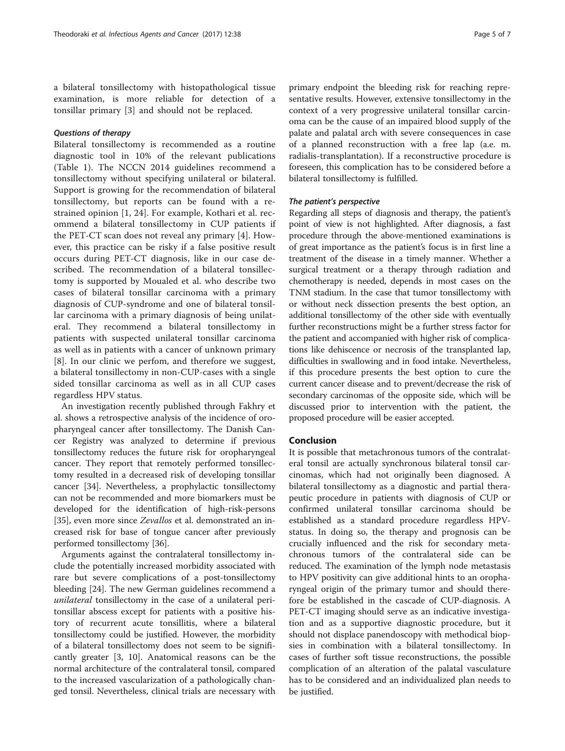a bilateral tonsillectomy with histopathological tissue examination, is more reliable for detection of a tonsillar primary [3] and should not be replaced.

### *Questions of therapy*

Bilateral tonsillectomy is recommended as a routine diagnostic tool in 10% of the relevant publications (Table 1). The NCCN 2014 guidelines recommend a tonsillectomy without specifying unilateral or bilateral. Support is growing for the recommendation of bilateral tonsillectomy, but reports can be found with a restrained opinion [1, 24]. For example, Kothari et al. recommend a bilateral tonsillectomy in CUP patients if the PET-CT scan does not reveal any primary [4]. However, this practice can be risky if a false positive result occurs during PET-CT diagnosis, like in our case described. The recommendation of a bilateral tonsillectomy is supported by Moualed et al. who describe two cases of bilateral tonsillar carcinoma with a primary diagnosis of CUP-syndrome and one of bilateral tonsillar carcinoma with a primary diagnosis of being unilateral. They recommend a bilateral tonsillectomy in patients with suspected unilateral tonsillar carcinoma as well as in patients with a cancer of unknown primary [8]. In our clinic we perfom, and therefore we suggest, a bilateral tonsillectomy in non-CUP-cases with a single sided tonsillar carcinoma as well as in all CUP cases regardless HPV status.

An investigation recently published through Fakhry et al. shows a retrospective analysis of the incidence of oropharyngeal cancer after tonsillectomy. The Danish Cancer Registry was analyzed to determine if previous tonsillectomy reduces the future risk for oropharyngeal cancer. They report that remotely performed tonsillectomy resulted in a decreased risk of developing tonsillar cancer [34]. Nevertheless, a prophylactic tonsillectomy can not be recommended and more biomarkers must be developed for the identification of high-risk-persons [35], even more since *Zevallos* et al. demonstrated an increased risk for base of tongue cancer after previously performed tonsillectomy [36].

Arguments against the contralateral tonsillectomy include the potentially increased morbidity associated with rare but severe complications of a post-tonsillectomy bleeding [24]. The new German guidelines recommend a *unilateral* tonsillectomy in the case of a unilateral peritonsillar abscess except for patients with a positive history of recurrent acute tonsillitis, where a bilateral tonsillectomy could be justified. However, the morbidity of a bilateral tonsillectomy does not seem to be significantly greater [3, 10]. Anatomical reasons can be the normal architecture of the contralateral tonsil, compared to the increased vascularization of a pathologically changed tonsil. Nevertheless, clinical trials are necessary with primary endpoint the bleeding risk for reaching representative results. However, extensive tonsillectomy in the context of a very progressive unilateral tonsillar carcinoma can be the cause of an impaired blood supply of the palate and palatal arch with severe consequences in case of a planned reconstruction with a free lap (a.e. m. radialis-transplantation). If a reconstructive procedure is foreseen, this complication has to be considered before a bilateral tonsillectomy is fulfilled.

### *The patient's perspective*

Regarding all steps of diagnosis and therapy, the patient's point of view is not highlighted. After diagnosis, a fast procedure through the above-mentioned examinations is of great importance as the patient's focus is in first line a treatment of the disease in a timely manner. Whether a surgical treatment or a therapy through radiation and chemotherapy is needed, depends in most cases on the TNM stadium. In the case that tumor tonsillectomy with or without neck dissection presents the best option, an additional tonsillectomy of the other side with eventually further reconstructions might be a further stress factor for the patient and accompanied with higher risk of complications like dehiscence or necrosis of the transplanted lap, difficulties in swallowing and in food intake. Nevertheless, if this procedure presents the best option to cure the current cancer disease and to prevent/decrease the risk of secondary carcinomas of the opposite side, which will be discussed prior to intervention with the patient, the proposed procedure will be easier accepted.

## Conclusion

It is possible that metachronous tumors of the contralateral tonsil are actually synchronous bilateral tonsil carcinomas, which had not originally been diagnosed. A bilateral tonsillectomy as a diagnostic and partial therapeutic procedure in patients with diagnosis of CUP or confirmed unilateral tonsillar carcinoma should be established as a standard procedure regardless HPV-status. In doing so, the therapy and prognosis can be crucially influenced and the risk for secondary metachronous tumors of the contralateral side can be reduced. The examination of the lymph node metastasis to HPV positivity can give additional hints to an oropharyngeal origin of the primary tumor and should therefore be established in the cascade of CUP-diagnosis. A PET-CT imaging should serve as an indicative investigation and as a supportive diagnostic procedure, but it should not displace panendoscopy with methodical biopsies in combination with a bilateral tonsillectomy. In cases of further soft tissue reconstructions, the possible complication of an alteration of the palatal vasculature has to be considered and an individualized plan needs to be justified.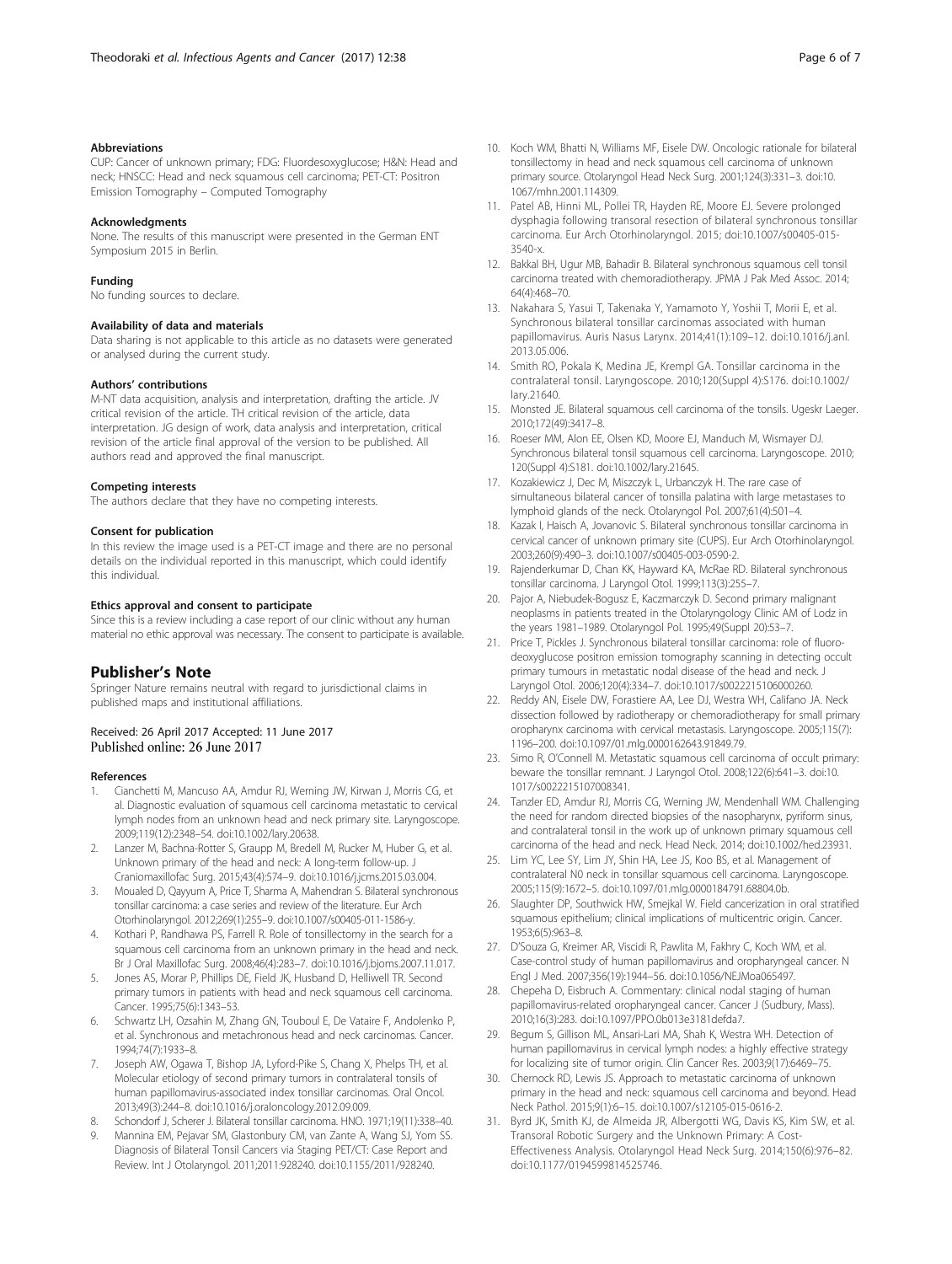#### Abbreviations

CUP: Cancer of unknown primary; FDG: Fluordesoxyglucose; H&N: Head and neck; HNSCC: Head and neck squamous cell carcinoma; PET-CT: Positron Emission Tomography – Computed Tomography

#### Acknowledgments

None. The results of this manuscript were presented in the German ENT Symposium 2015 in Berlin.

#### Funding

No funding sources to declare.

#### Availability of data and materials

Data sharing is not applicable to this article as no datasets were generated or analysed during the current study.

#### Authors' contributions

M-NT data acquisition, analysis and interpretation, drafting the article. JV critical revision of the article. TH critical revision of the article, data interpretation. JG design of work, data analysis and interpretation, critical revision of the article final approval of the version to be published. All authors read and approved the final manuscript.

#### Competing interests

The authors declare that they have no competing interests.

#### Consent for publication

In this review the image used is a PET-CT image and there are no personal details on the individual reported in this manuscript, which could identify this individual.

#### Ethics approval and consent to participate

Since this is a review including a case report of our clinic without any human material no ethic approval was necessary. The consent to participate is available.

## Publisher's Note

Springer Nature remains neutral with regard to jurisdictional claims in published maps and institutional affiliations.

Received: 26 April 2017 Accepted: 11 June 2017
Published online: 26 June 2017

#### References

1. Cianchetti M, Mancuso AA, Amdur RJ, Werning JW, Kirwan J, Morris CG, et al. Diagnostic evaluation of squamous cell carcinoma metastatic to cervical lymph nodes from an unknown head and neck primary site. Laryngoscope. 2009;119(12):2348–54. doi:10.1002/lary.20638.
2. Lanzer M, Bachna-Rotter S, Graupp M, Bredell M, Rucker M, Huber G, et al. Unknown primary of the head and neck: A long-term follow-up. J Craniomaxillofac Surg. 2015;43(4):574–9. doi:10.1016/j.jcms.2015.03.004.
3. Moualed D, Qayyum A, Price T, Sharma A, Mahendran S. Bilateral synchronous tonsillar carcinoma: a case series and review of the literature. Eur Arch Otorhinolaryngol. 2012;269(1):255–9. doi:10.1007/s00405-011-1586-y.
4. Kothari P, Randhawa PS, Farrell R. Role of tonsillectomy in the search for a squamous cell carcinoma from an unknown primary in the head and neck. Br J Oral Maxillofac Surg. 2008;46(4):283–7. doi:10.1016/j.bjoms.2007.11.017.
5. Jones AS, Morar P, Phillips DE, Field JK, Husband D, Helliwell TR. Second primary tumors in patients with head and neck squamous cell carcinoma. Cancer. 1995;75(6):1343–53.
6. Schwartz LH, Ozsahin M, Zhang GN, Touboul E, De Vataire F, Andolenko P, et al. Synchronous and metachronous head and neck carcinomas. Cancer. 1994;74(7):1933–8.
7. Joseph AW, Ogawa T, Bishop JA, Lyford-Pike S, Chang X, Phelps TH, et al. Molecular etiology of second primary tumors in contralateral tonsils of human papillomavirus-associated index tonsillar carcinomas. Oral Oncol. 2013;49(3):244–8. doi:10.1016/j.oraloncology.2012.09.009.
8. Schondorf J, Scherer J. Bilateral tonsillar carcinoma. HNO. 1971;19(11):338–40.
9. Mannina EM, Pejavar SM, Glastonbury CM, van Zante A, Wang SJ, Yom SS. Diagnosis of Bilateral Tonsil Cancers via Staging PET/CT: Case Report and Review. Int J Otolaryngol. 2011;2011:928240. doi:10.1155/2011/928240.
10. Koch WM, Bhatti N, Williams MF, Eisele DW. Oncologic rationale for bilateral tonsillectomy in head and neck squamous cell carcinoma of unknown primary source. Otolaryngol Head Neck Surg. 2001;124(3):331–3. doi:10.1067/mhn.2001.114309.
11. Patel AB, Hinni ML, Pollei TR, Hayden RE, Moore EJ. Severe prolonged dysphagia following transoral resection of bilateral synchronous tonsillar carcinoma. Eur Arch Otorhinolaryngol. 2015; doi:10.1007/s00405-015-3540-x.
12. Bakkal BH, Ugur MB, Bahadir B. Bilateral synchronous squamous cell tonsil carcinoma treated with chemoradiotherapy. JPMA J Pak Med Assoc. 2014;64(4):468–70.
13. Nakahara S, Yasui T, Takenaka Y, Yamamoto Y, Yoshii T, Morii E, et al. Synchronous bilateral tonsillar carcinomas associated with human papillomavirus. Auris Nasus Larynx. 2014;41(1):109–12. doi:10.1016/j.anl.2013.05.006.
14. Smith RO, Pokala K, Medina JE, Krempl GA. Tonsillar carcinoma in the contralateral tonsil. Laryngoscope. 2010;120(Suppl 4):S176. doi:10.1002/lary.21640.
15. Monsted JE. Bilateral squamous cell carcinoma of the tonsils. Ugeskr Laeger. 2010;172(49):3417–8.
16. Roeser MM, Alon EE, Olsen KD, Moore EJ, Manduch M, Wismayer DJ. Synchronous bilateral tonsil squamous cell carcinoma. Laryngoscope. 2010;120(Suppl 4):S181. doi:10.1002/lary.21645.
17. Kozakiewicz J, Dec M, Miszczyk L, Urbanczyk H. The rare case of simultaneous bilateral cancer of tonsilla palatina with large metastases to lymphoid glands of the neck. Otolaryngol Pol. 2007;61(4):501–4.
18. Kazak I, Haisch A, Jovanovic S. Bilateral synchronous tonsillar carcinoma in cervical cancer of unknown primary site (CUPS). Eur Arch Otorhinolaryngol. 2003;260(9):490–3. doi:10.1007/s00405-003-0590-2.
19. Rajenderkumar D, Chan KK, Hayward KA, McRae RD. Bilateral synchronous tonsillar carcinoma. J Laryngol Otol. 1999;113(3):255–7.
20. Pajor A, Niebudek-Bogusz E, Kaczmarczyk D. Second primary malignant neoplasms in patients treated in the Otolaryngology Clinic AM of Lodz in the years 1981–1989. Otolaryngol Pol. 1995;49(Suppl 20):53–7.
21. Price T, Pickles J. Synchronous bilateral tonsillar carcinoma: role of fluorodeoxyglucose positron emission tomography scanning in detecting occult primary tumours in metastatic nodal disease of the head and neck. J Laryngol Otol. 2006;120(4):334–7. doi:10.1017/s0022215106000260.
22. Reddy AN, Eisele DW, Forastiere AA, Lee DJ, Westra WH, Califano JA. Neck dissection followed by radiotherapy or chemoradiotherapy for small primary oropharynx carcinoma with cervical metastasis. Laryngoscope. 2005;115(7):1196–200. doi:10.1097/01.mlg.0000162643.91849.79.
23. Simo R, O'Connell M. Metastatic squamous cell carcinoma of occult primary: beware the tonsillar remnant. J Laryngol Otol. 2008;122(6):641–3. doi:10.1017/s0022215107008341.
24. Tanzler ED, Amdur RJ, Morris CG, Werning JW, Mendenhall WM. Challenging the need for random directed biopsies of the nasopharynx, pyriform sinus, and contralateral tonsil in the work up of unknown primary squamous cell carcinoma of the head and neck. Head Neck. 2014; doi:10.1002/hed.23931.
25. Lim YC, Lee SY, Lim JY, Shin HA, Lee JS, Koo BS, et al. Management of contralateral N0 neck in tonsillar squamous cell carcinoma. Laryngoscope. 2005;115(9):1672–5. doi:10.1097/01.mlg.0000184791.68804.0b.
26. Slaughter DP, Southwick HW, Smejkal W. Field cancerization in oral stratified squamous epithelium; clinical implications of multicentric origin. Cancer. 1953;6(5):963–8.
27. D'Souza G, Kreimer AR, Viscidi R, Pawlita M, Fakhry C, Koch WM, et al. Case-control study of human papillomavirus and oropharyngeal cancer. N Engl J Med. 2007;356(19):1944–56. doi:10.1056/NEJMoa065497.
28. Chepeha D, Eisbruch A. Commentary: clinical nodal staging of human papillomavirus-related oropharyngeal cancer. Cancer J (Sudbury, Mass). 2010;16(3):283. doi:10.1097/PPO.0b013e3181defda7.
29. Begum S, Gillison ML, Ansari-Lari MA, Shah K, Westra WH. Detection of human papillomavirus in cervical lymph nodes: a highly effective strategy for localizing site of tumor origin. Clin Cancer Res. 2003;9(17):6469–75.
30. Chernock RD, Lewis JS. Approach to metastatic carcinoma of unknown primary in the head and neck: squamous cell carcinoma and beyond. Head Neck Pathol. 2015;9(1):6–15. doi:10.1007/s12105-015-0616-2.
31. Byrd JK, Smith KJ, de Almeida JR, Albergotti WG, Davis KS, Kim SW, et al. Transoral Robotic Surgery and the Unknown Primary: A Cost-Effectiveness Analysis. Otolaryngol Head Neck Surg. 2014;150(6):976–82. doi:10.1177/0194599814525746.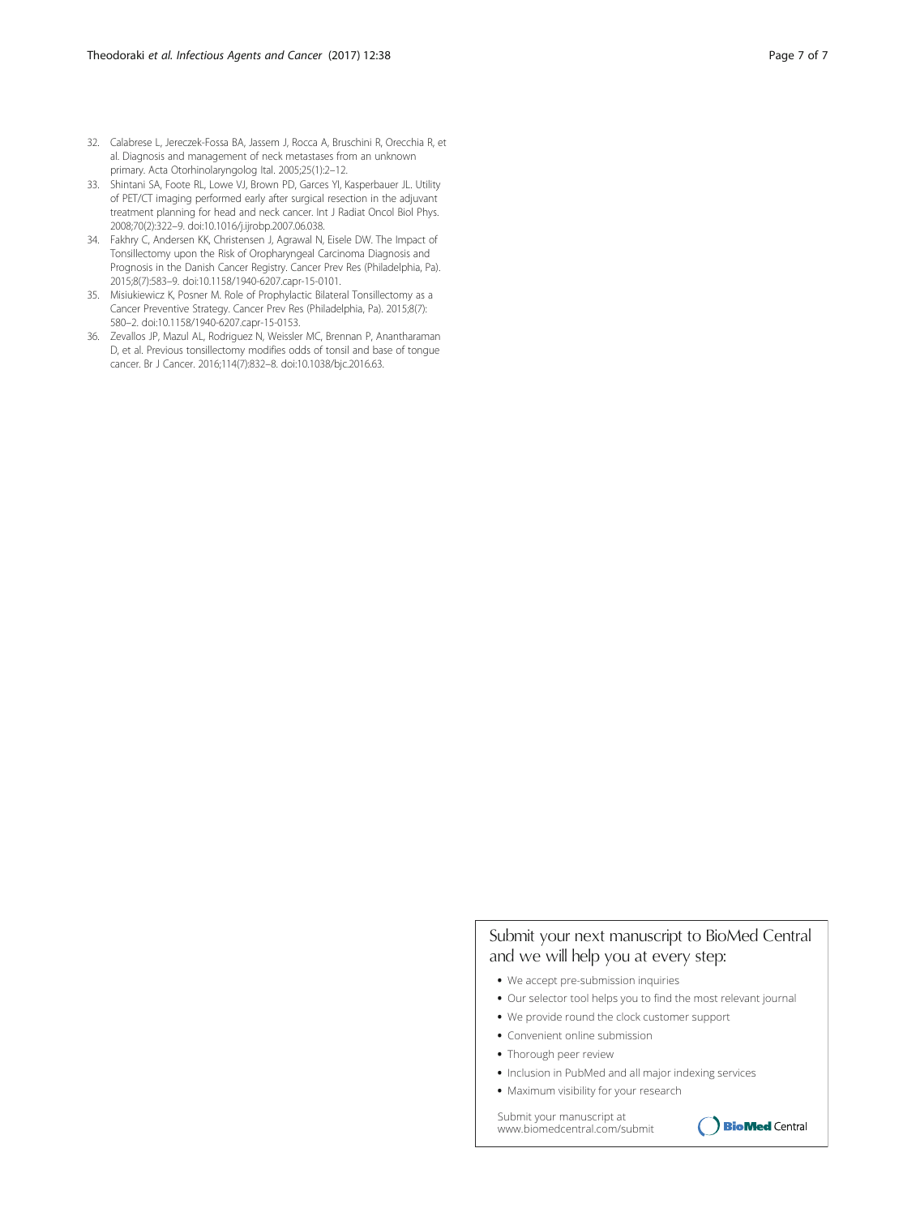32. Calabrese L, Jereczek-Fossa BA, Jassem J, Rocca A, Bruschini R, Orecchia R, et al. Diagnosis and management of neck metastases from an unknown primary. Acta Otorhinolaryngolog Ital. 2005;25(1):2–12.
33. Shintani SA, Foote RL, Lowe VJ, Brown PD, Garces YI, Kasperbauer JL. Utility of PET/CT imaging performed early after surgical resection in the adjuvant treatment planning for head and neck cancer. Int J Radiat Oncol Biol Phys. 2008;70(2):322–9. doi:10.1016/j.ijrobp.2007.06.038.
34. Fakhry C, Andersen KK, Christensen J, Agrawal N, Eisele DW. The Impact of Tonsillectomy upon the Risk of Oropharyngeal Carcinoma Diagnosis and Prognosis in the Danish Cancer Registry. Cancer Prev Res (Philadelphia, Pa). 2015;8(7):583–9. doi:10.1158/1940-6207.capr-15-0101.
35. Misiukiewicz K, Posner M. Role of Prophylactic Bilateral Tonsillectomy as a Cancer Preventive Strategy. Cancer Prev Res (Philadelphia, Pa). 2015;8(7): 580–2. doi:10.1158/1940-6207.capr-15-0153.
36. Zevallos JP, Mazul AL, Rodriguez N, Weissler MC, Brennan P, Anantharaman D, et al. Previous tonsillectomy modifies odds of tonsil and base of tongue cancer. Br J Cancer. 2016;114(7):832–8. doi:10.1038/bjc.2016.63.

Submit your next manuscript to BioMed Central and we will help you at every step:

- We accept pre-submission inquiries
- Our selector tool helps you to find the most relevant journal
- We provide round the clock customer support
- Convenient online submission
- Thorough peer review
- Inclusion in PubMed and all major indexing services
- Maximum visibility for your research

Submit your manuscript at www.biomedcentral.com/submit

BioMed Central